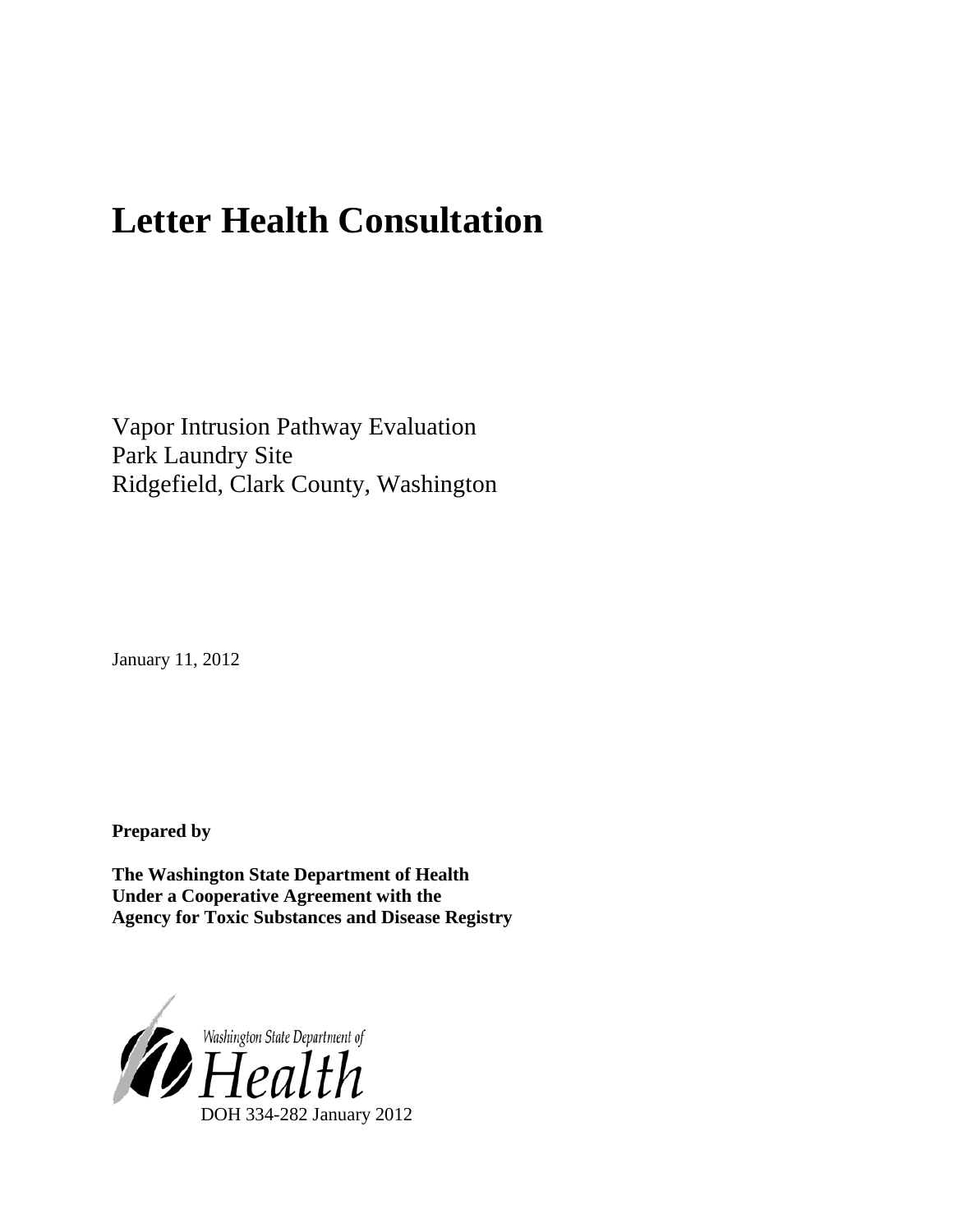# Letter Health Consultation

Vapor Intrusion Pathway Evaluation
Park Laundry Site
Ridgefield, Clark County, Washington

January 11, 2012

**Prepared by**

**The Washington State Department of Health**
**Under a Cooperative Agreement with the**
**Agency for Toxic Substances and Disease Registry**

Washington State Department of
Health

DOH 334-282 January 2012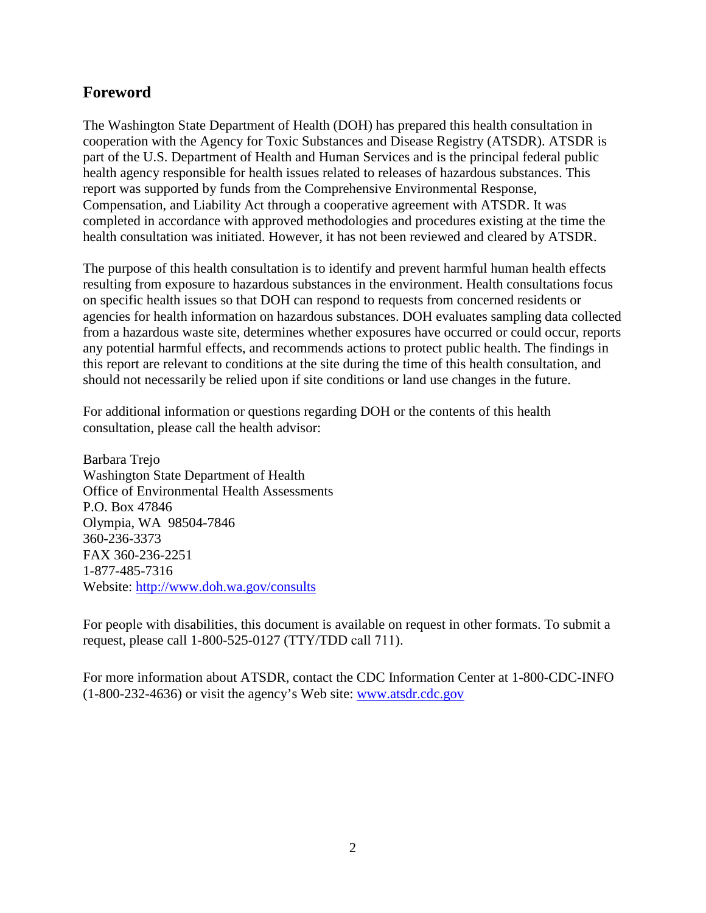## Foreword

The Washington State Department of Health (DOH) has prepared this health consultation in cooperation with the Agency for Toxic Substances and Disease Registry (ATSDR). ATSDR is part of the U.S. Department of Health and Human Services and is the principal federal public health agency responsible for health issues related to releases of hazardous substances. This report was supported by funds from the Comprehensive Environmental Response, Compensation, and Liability Act through a cooperative agreement with ATSDR. It was completed in accordance with approved methodologies and procedures existing at the time the health consultation was initiated. However, it has not been reviewed and cleared by ATSDR.

The purpose of this health consultation is to identify and prevent harmful human health effects resulting from exposure to hazardous substances in the environment. Health consultations focus on specific health issues so that DOH can respond to requests from concerned residents or agencies for health information on hazardous substances. DOH evaluates sampling data collected from a hazardous waste site, determines whether exposures have occurred or could occur, reports any potential harmful effects, and recommends actions to protect public health. The findings in this report are relevant to conditions at the site during the time of this health consultation, and should not necessarily be relied upon if site conditions or land use changes in the future.

For additional information or questions regarding DOH or the contents of this health consultation, please call the health advisor:

Barbara Trejo
Washington State Department of Health
Office of Environmental Health Assessments
P.O. Box 47846
Olympia, WA 98504-7846
360-236-3373
FAX 360-236-2251
1-877-485-7316
Website: http://www.doh.wa.gov/consults

For people with disabilities, this document is available on request in other formats. To submit a request, please call 1-800-525-0127 (TTY/TDD call 711).

For more information about ATSDR, contact the CDC Information Center at 1-800-CDC-INFO (1-800-232-4636) or visit the agency's Web site: www.atsdr.cdc.gov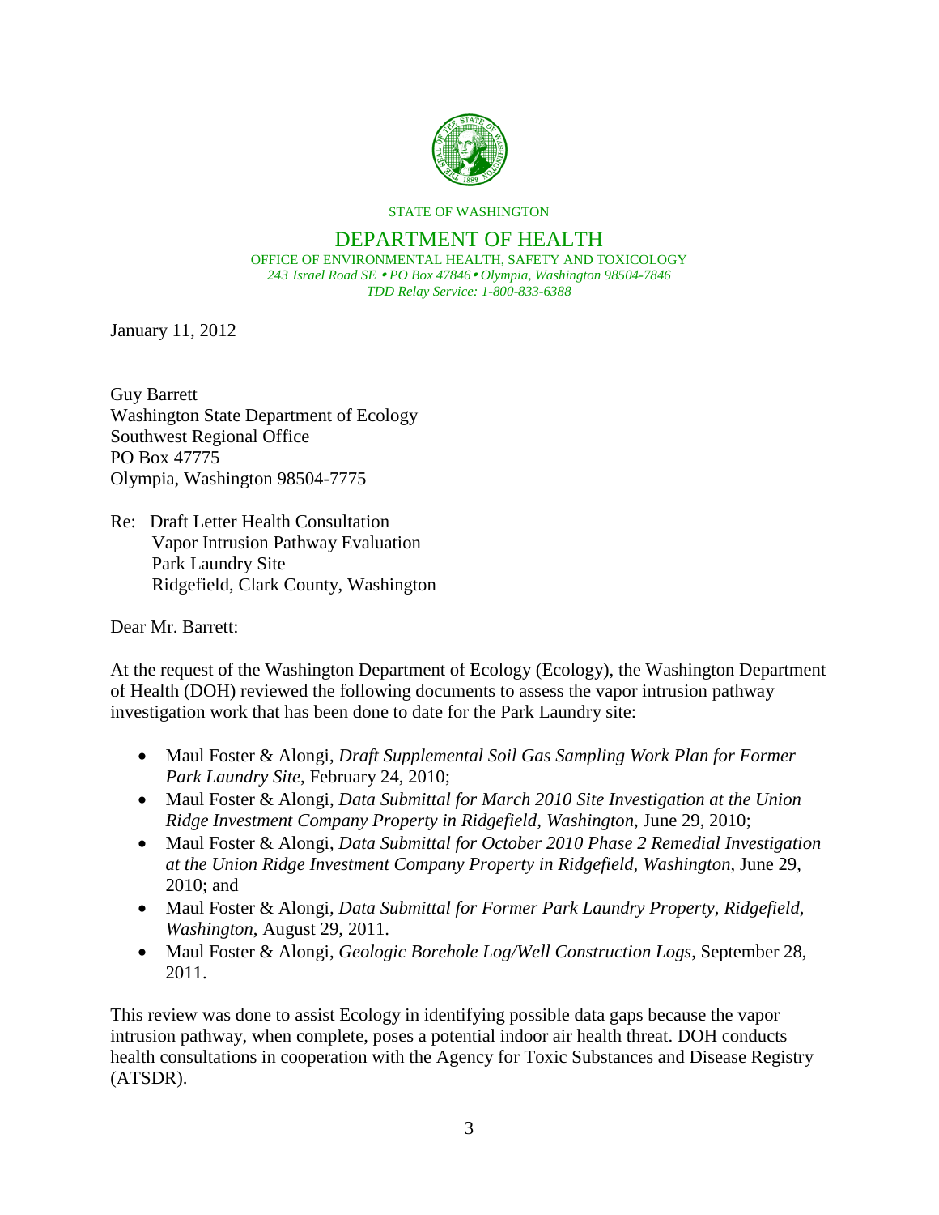STATE OF WASHINGTON

DEPARTMENT OF HEALTH

OFFICE OF ENVIRONMENTAL HEALTH, SAFETY AND TOXICOLOGY

*243 Israel Road SE • PO Box 47846 • Olympia, Washington 98504-7846*

*TDD Relay Service: 1-800-833-6388*

January 11, 2012

Guy Barrett
Washington State Department of Ecology
Southwest Regional Office
PO Box 47775
Olympia, Washington 98504-7775

Re: Draft Letter Health Consultation
Vapor Intrusion Pathway Evaluation
Park Laundry Site
Ridgefield, Clark County, Washington

Dear Mr. Barrett:

At the request of the Washington Department of Ecology (Ecology), the Washington Department of Health (DOH) reviewed the following documents to assess the vapor intrusion pathway investigation work that has been done to date for the Park Laundry site:

- Maul Foster & Alongi, *Draft Supplemental Soil Gas Sampling Work Plan for Former Park Laundry Site*, February 24, 2010;
- Maul Foster & Alongi, *Data Submittal for March 2010 Site Investigation at the Union Ridge Investment Company Property in Ridgefield, Washington*, June 29, 2010;
- Maul Foster & Alongi, *Data Submittal for October 2010 Phase 2 Remedial Investigation at the Union Ridge Investment Company Property in Ridgefield, Washington*, June 29, 2010; and
- Maul Foster & Alongi, *Data Submittal for Former Park Laundry Property, Ridgefield, Washington*, August 29, 2011.
- Maul Foster & Alongi, *Geologic Borehole Log/Well Construction Logs*, September 28, 2011.

This review was done to assist Ecology in identifying possible data gaps because the vapor intrusion pathway, when complete, poses a potential indoor air health threat. DOH conducts health consultations in cooperation with the Agency for Toxic Substances and Disease Registry (ATSDR).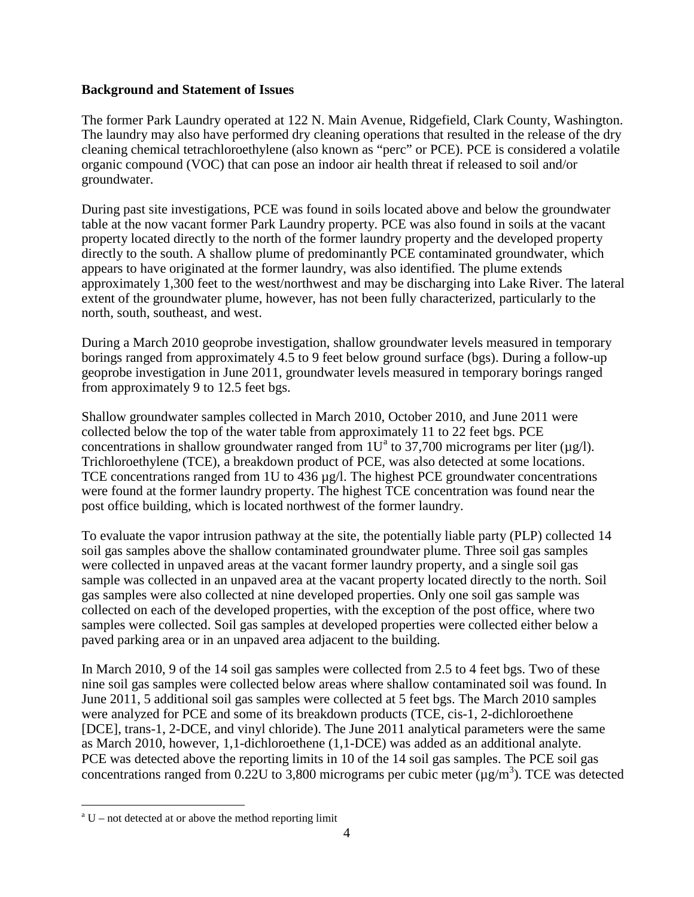**Background and Statement of Issues**

The former Park Laundry operated at 122 N. Main Avenue, Ridgefield, Clark County, Washington. The laundry may also have performed dry cleaning operations that resulted in the release of the dry cleaning chemical tetrachloroethylene (also known as "perc" or PCE). PCE is considered a volatile organic compound (VOC) that can pose an indoor air health threat if released to soil and/or groundwater.

During past site investigations, PCE was found in soils located above and below the groundwater table at the now vacant former Park Laundry property. PCE was also found in soils at the vacant property located directly to the north of the former laundry property and the developed property directly to the south. A shallow plume of predominantly PCE contaminated groundwater, which appears to have originated at the former laundry, was also identified. The plume extends approximately 1,300 feet to the west/northwest and may be discharging into Lake River. The lateral extent of the groundwater plume, however, has not been fully characterized, particularly to the north, south, southeast, and west.

During a March 2010 geoprobe investigation, shallow groundwater levels measured in temporary borings ranged from approximately 4.5 to 9 feet below ground surface (bgs). During a follow-up geoprobe investigation in June 2011, groundwater levels measured in temporary borings ranged from approximately 9 to 12.5 feet bgs.

Shallow groundwater samples collected in March 2010, October 2010, and June 2011 were collected below the top of the water table from approximately 11 to 22 feet bgs. PCE concentrations in shallow groundwater ranged from 1U[a] to 37,700 micrograms per liter (µg/l). Trichloroethylene (TCE), a breakdown product of PCE, was also detected at some locations. TCE concentrations ranged from 1U to 436 µg/l. The highest PCE groundwater concentrations were found at the former laundry property. The highest TCE concentration was found near the post office building, which is located northwest of the former laundry.

To evaluate the vapor intrusion pathway at the site, the potentially liable party (PLP) collected 14 soil gas samples above the shallow contaminated groundwater plume. Three soil gas samples were collected in unpaved areas at the vacant former laundry property, and a single soil gas sample was collected in an unpaved area at the vacant property located directly to the north. Soil gas samples were also collected at nine developed properties. Only one soil gas sample was collected on each of the developed properties, with the exception of the post office, where two samples were collected. Soil gas samples at developed properties were collected either below a paved parking area or in an unpaved area adjacent to the building.

In March 2010, 9 of the 14 soil gas samples were collected from 2.5 to 4 feet bgs. Two of these nine soil gas samples were collected below areas where shallow contaminated soil was found. In June 2011, 5 additional soil gas samples were collected at 5 feet bgs. The March 2010 samples were analyzed for PCE and some of its breakdown products (TCE, cis-1, 2-dichloroethene [DCE], trans-1, 2-DCE, and vinyl chloride). The June 2011 analytical parameters were the same as March 2010, however, 1,1-dichloroethene (1,1-DCE) was added as an additional analyte. PCE was detected above the reporting limits in 10 of the 14 soil gas samples. The PCE soil gas concentrations ranged from 0.22U to 3,800 micrograms per cubic meter (µg/m$^3$). TCE was detected

[a] U – not detected at or above the method reporting limit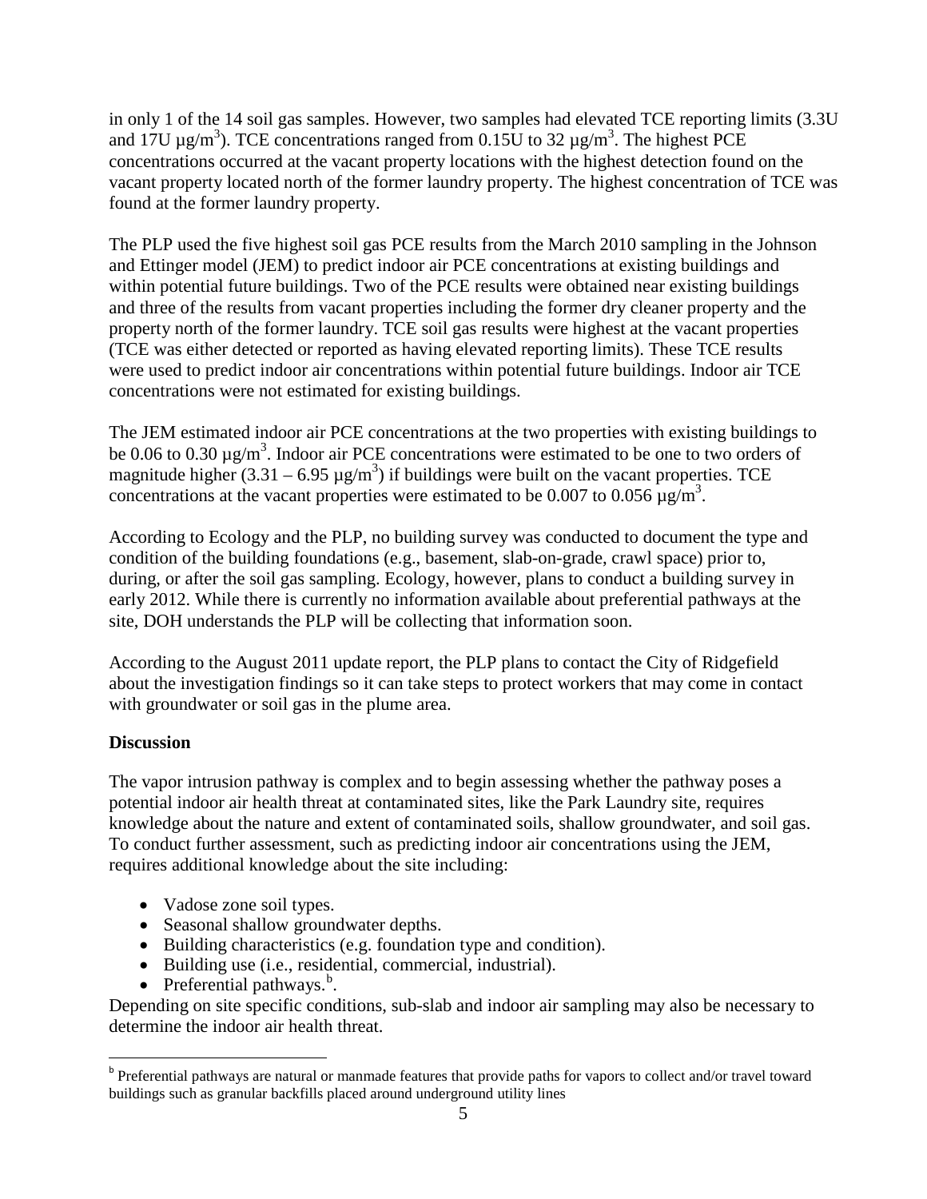in only 1 of the 14 soil gas samples. However, two samples had elevated TCE reporting limits (3.3U and 17U µg/m$^3$). TCE concentrations ranged from 0.15U to 32 µg/m$^3$. The highest PCE concentrations occurred at the vacant property locations with the highest detection found on the vacant property located north of the former laundry property. The highest concentration of TCE was found at the former laundry property.

The PLP used the five highest soil gas PCE results from the March 2010 sampling in the Johnson and Ettinger model (JEM) to predict indoor air PCE concentrations at existing buildings and within potential future buildings. Two of the PCE results were obtained near existing buildings and three of the results from vacant properties including the former dry cleaner property and the property north of the former laundry. TCE soil gas results were highest at the vacant properties (TCE was either detected or reported as having elevated reporting limits). These TCE results were used to predict indoor air concentrations within potential future buildings. Indoor air TCE concentrations were not estimated for existing buildings.

The JEM estimated indoor air PCE concentrations at the two properties with existing buildings to be 0.06 to 0.30 µg/m$^3$. Indoor air PCE concentrations were estimated to be one to two orders of magnitude higher (3.31 – 6.95 µg/m$^3$) if buildings were built on the vacant properties. TCE concentrations at the vacant properties were estimated to be 0.007 to 0.056 µg/m$^3$.

According to Ecology and the PLP, no building survey was conducted to document the type and condition of the building foundations (e.g., basement, slab-on-grade, crawl space) prior to, during, or after the soil gas sampling. Ecology, however, plans to conduct a building survey in early 2012. While there is currently no information available about preferential pathways at the site, DOH understands the PLP will be collecting that information soon.

According to the August 2011 update report, the PLP plans to contact the City of Ridgefield about the investigation findings so it can take steps to protect workers that may come in contact with groundwater or soil gas in the plume area.

**Discussion**

The vapor intrusion pathway is complex and to begin assessing whether the pathway poses a potential indoor air health threat at contaminated sites, like the Park Laundry site, requires knowledge about the nature and extent of contaminated soils, shallow groundwater, and soil gas. To conduct further assessment, such as predicting indoor air concentrations using the JEM, requires additional knowledge about the site including:

- Vadose zone soil types.
- Seasonal shallow groundwater depths.
- Building characteristics (e.g. foundation type and condition).
- Building use (i.e., residential, commercial, industrial).
- Preferential pathways.[b].

Depending on site specific conditions, sub-slab and indoor air sampling may also be necessary to determine the indoor air health threat.

[b] Preferential pathways are natural or manmade features that provide paths for vapors to collect and/or travel toward buildings such as granular backfills placed around underground utility lines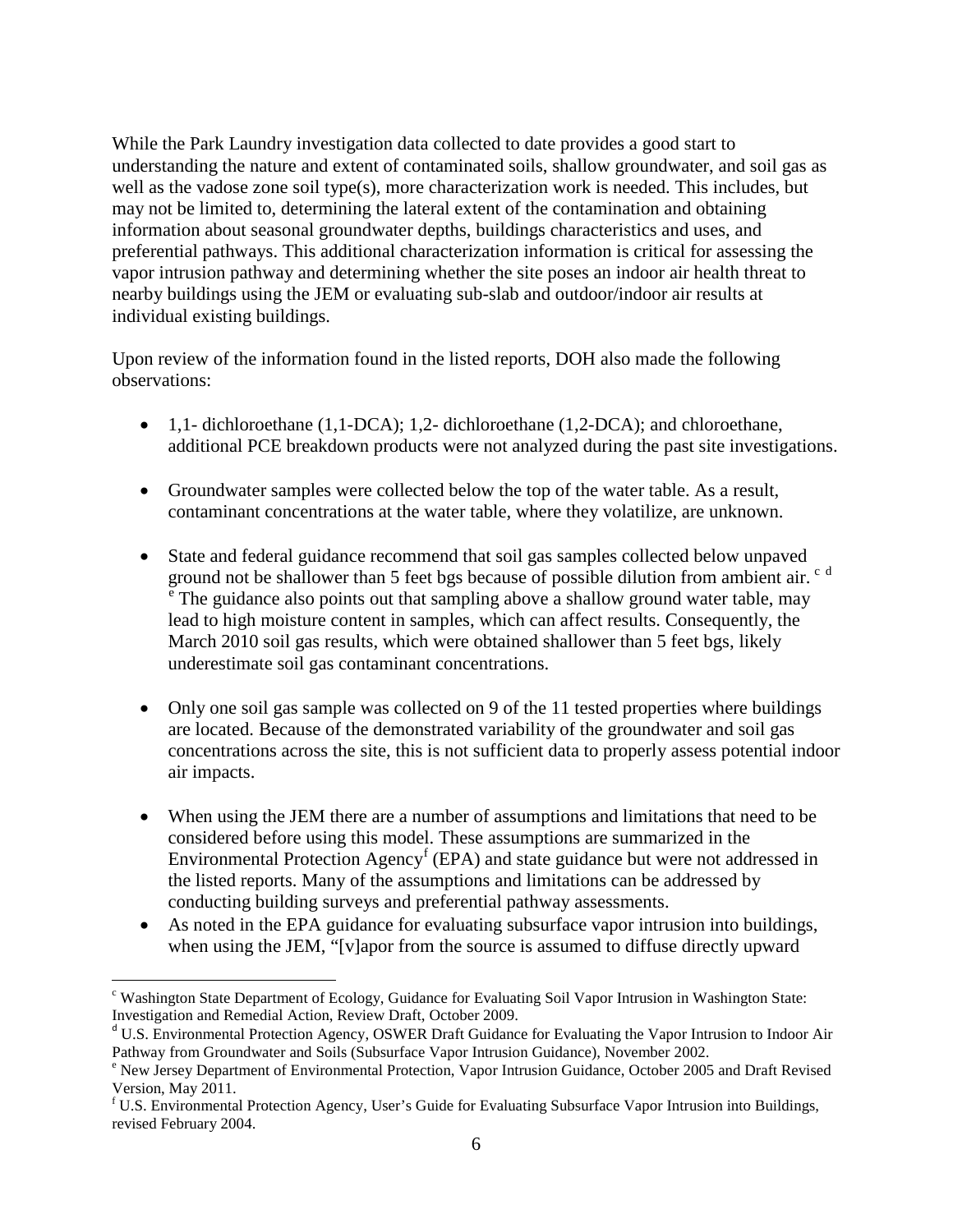While the Park Laundry investigation data collected to date provides a good start to understanding the nature and extent of contaminated soils, shallow groundwater, and soil gas as well as the vadose zone soil type(s), more characterization work is needed. This includes, but may not be limited to, determining the lateral extent of the contamination and obtaining information about seasonal groundwater depths, buildings characteristics and uses, and preferential pathways. This additional characterization information is critical for assessing the vapor intrusion pathway and determining whether the site poses an indoor air health threat to nearby buildings using the JEM or evaluating sub-slab and outdoor/indoor air results at individual existing buildings.

Upon review of the information found in the listed reports, DOH also made the following observations:

- 1,1- dichloroethane (1,1-DCA); 1,2- dichloroethane (1,2-DCA); and chloroethane, additional PCE breakdown products were not analyzed during the past site investigations.
- Groundwater samples were collected below the top of the water table. As a result, contaminant concentrations at the water table, where they volatilize, are unknown.
- State and federal guidance recommend that soil gas samples collected below unpaved ground not be shallower than 5 feet bgs because of possible dilution from ambient air. [c] [d] [e] The guidance also points out that sampling above a shallow ground water table, may lead to high moisture content in samples, which can affect results. Consequently, the March 2010 soil gas results, which were obtained shallower than 5 feet bgs, likely underestimate soil gas contaminant concentrations.
- Only one soil gas sample was collected on 9 of the 11 tested properties where buildings are located. Because of the demonstrated variability of the groundwater and soil gas concentrations across the site, this is not sufficient data to properly assess potential indoor air impacts.
- When using the JEM there are a number of assumptions and limitations that need to be considered before using this model. These assumptions are summarized in the Environmental Protection Agency[f] (EPA) and state guidance but were not addressed in the listed reports. Many of the assumptions and limitations can be addressed by conducting building surveys and preferential pathway assessments.
- As noted in the EPA guidance for evaluating subsurface vapor intrusion into buildings, when using the JEM, "[v]apor from the source is assumed to diffuse directly upward

---

[c] Washington State Department of Ecology, Guidance for Evaluating Soil Vapor Intrusion in Washington State: Investigation and Remedial Action, Review Draft, October 2009.

[d] U.S. Environmental Protection Agency, OSWER Draft Guidance for Evaluating the Vapor Intrusion to Indoor Air Pathway from Groundwater and Soils (Subsurface Vapor Intrusion Guidance), November 2002.

[e] New Jersey Department of Environmental Protection, Vapor Intrusion Guidance, October 2005 and Draft Revised Version, May 2011.

[f] U.S. Environmental Protection Agency, User's Guide for Evaluating Subsurface Vapor Intrusion into Buildings, revised February 2004.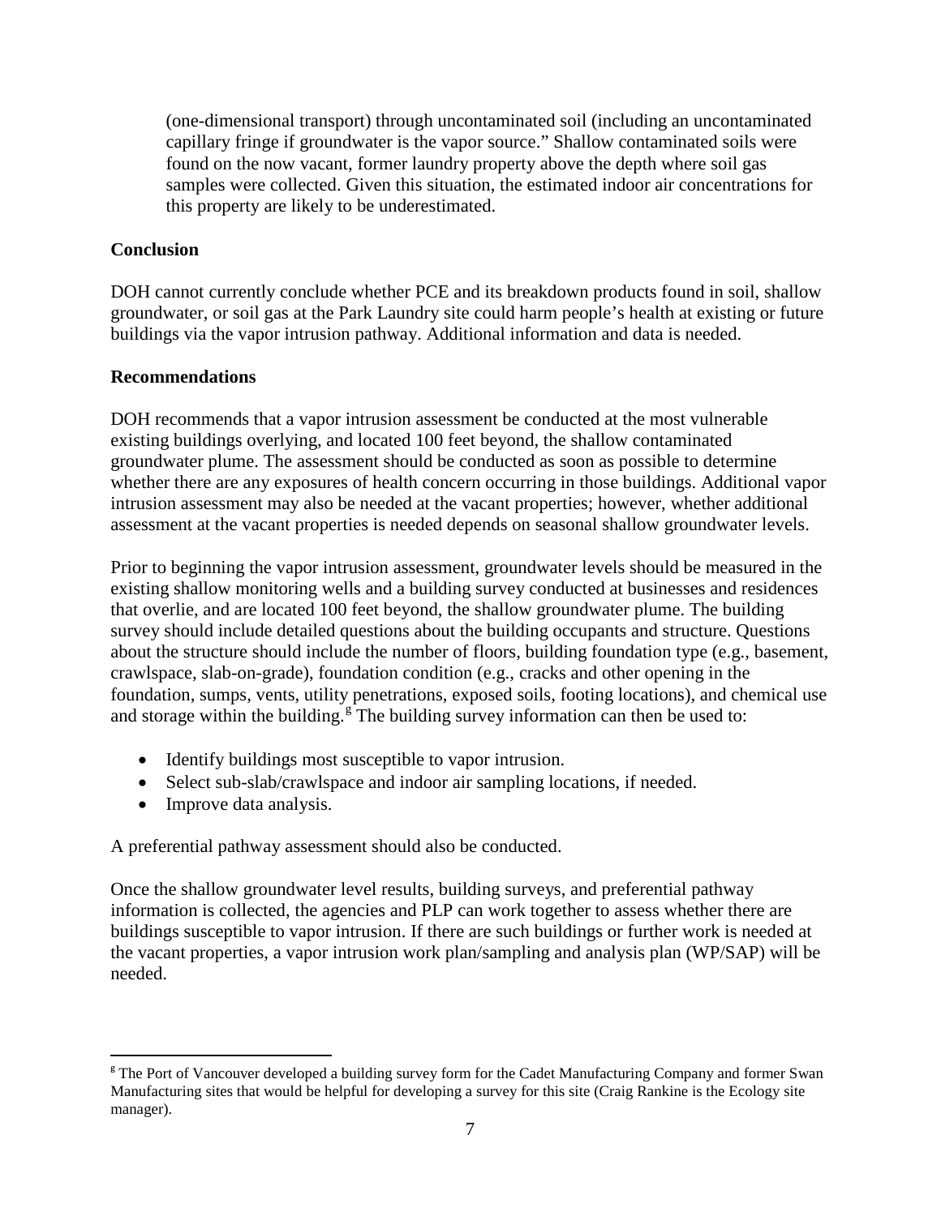(one-dimensional transport) through uncontaminated soil (including an uncontaminated capillary fringe if groundwater is the vapor source." Shallow contaminated soils were found on the now vacant, former laundry property above the depth where soil gas samples were collected. Given this situation, the estimated indoor air concentrations for this property are likely to be underestimated.

**Conclusion**

DOH cannot currently conclude whether PCE and its breakdown products found in soil, shallow groundwater, or soil gas at the Park Laundry site could harm people's health at existing or future buildings via the vapor intrusion pathway. Additional information and data is needed.

**Recommendations**

DOH recommends that a vapor intrusion assessment be conducted at the most vulnerable existing buildings overlying, and located 100 feet beyond, the shallow contaminated groundwater plume. The assessment should be conducted as soon as possible to determine whether there are any exposures of health concern occurring in those buildings. Additional vapor intrusion assessment may also be needed at the vacant properties; however, whether additional assessment at the vacant properties is needed depends on seasonal shallow groundwater levels.

Prior to beginning the vapor intrusion assessment, groundwater levels should be measured in the existing shallow monitoring wells and a building survey conducted at businesses and residences that overlie, and are located 100 feet beyond, the shallow groundwater plume. The building survey should include detailed questions about the building occupants and structure. Questions about the structure should include the number of floors, building foundation type (e.g., basement, crawlspace, slab-on-grade), foundation condition (e.g., cracks and other opening in the foundation, sumps, vents, utility penetrations, exposed soils, footing locations), and chemical use and storage within the building.[g] The building survey information can then be used to:

- Identify buildings most susceptible to vapor intrusion.
- Select sub-slab/crawlspace and indoor air sampling locations, if needed.
- Improve data analysis.

A preferential pathway assessment should also be conducted.

Once the shallow groundwater level results, building surveys, and preferential pathway information is collected, the agencies and PLP can work together to assess whether there are buildings susceptible to vapor intrusion. If there are such buildings or further work is needed at the vacant properties, a vapor intrusion work plan/sampling and analysis plan (WP/SAP) will be needed.

[g] The Port of Vancouver developed a building survey form for the Cadet Manufacturing Company and former Swan Manufacturing sites that would be helpful for developing a survey for this site (Craig Rankine is the Ecology site manager).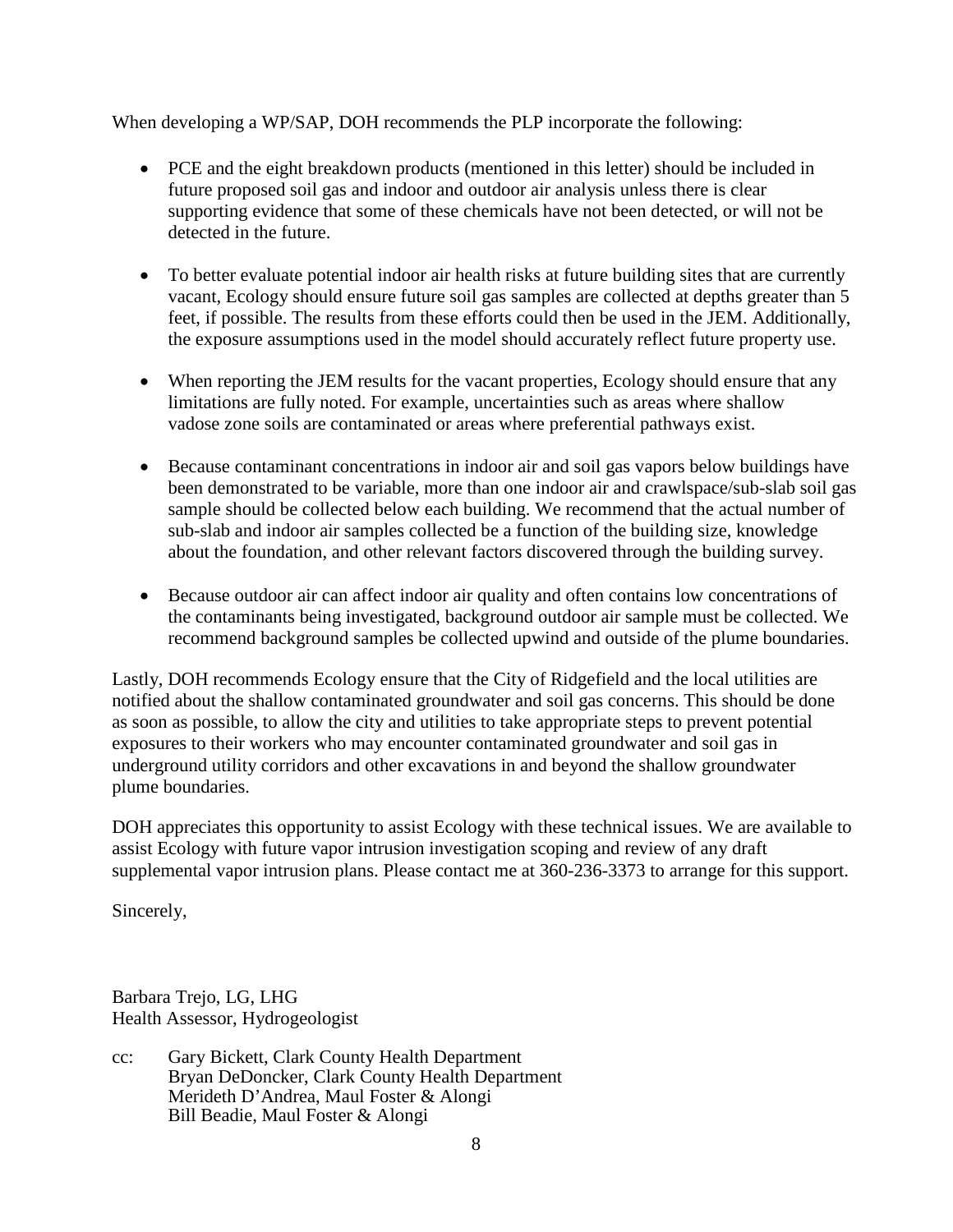When developing a WP/SAP, DOH recommends the PLP incorporate the following:

- PCE and the eight breakdown products (mentioned in this letter) should be included in future proposed soil gas and indoor and outdoor air analysis unless there is clear supporting evidence that some of these chemicals have not been detected, or will not be detected in the future.

- To better evaluate potential indoor air health risks at future building sites that are currently vacant, Ecology should ensure future soil gas samples are collected at depths greater than 5 feet, if possible. The results from these efforts could then be used in the JEM. Additionally, the exposure assumptions used in the model should accurately reflect future property use.

- When reporting the JEM results for the vacant properties, Ecology should ensure that any limitations are fully noted. For example, uncertainties such as areas where shallow vadose zone soils are contaminated or areas where preferential pathways exist.

- Because contaminant concentrations in indoor air and soil gas vapors below buildings have been demonstrated to be variable, more than one indoor air and crawlspace/sub-slab soil gas sample should be collected below each building. We recommend that the actual number of sub-slab and indoor air samples collected be a function of the building size, knowledge about the foundation, and other relevant factors discovered through the building survey.

- Because outdoor air can affect indoor air quality and often contains low concentrations of the contaminants being investigated, background outdoor air sample must be collected. We recommend background samples be collected upwind and outside of the plume boundaries.

Lastly, DOH recommends Ecology ensure that the City of Ridgefield and the local utilities are notified about the shallow contaminated groundwater and soil gas concerns. This should be done as soon as possible, to allow the city and utilities to take appropriate steps to prevent potential exposures to their workers who may encounter contaminated groundwater and soil gas in underground utility corridors and other excavations in and beyond the shallow groundwater plume boundaries.

DOH appreciates this opportunity to assist Ecology with these technical issues. We are available to assist Ecology with future vapor intrusion investigation scoping and review of any draft supplemental vapor intrusion plans. Please contact me at 360-236-3373 to arrange for this support.

Sincerely,

Barbara Trejo, LG, LHG
Health Assessor, Hydrogeologist

cc: Gary Bickett, Clark County Health Department
Bryan DeDoncker, Clark County Health Department
Merideth D'Andrea, Maul Foster & Alongi
Bill Beadie, Maul Foster & Alongi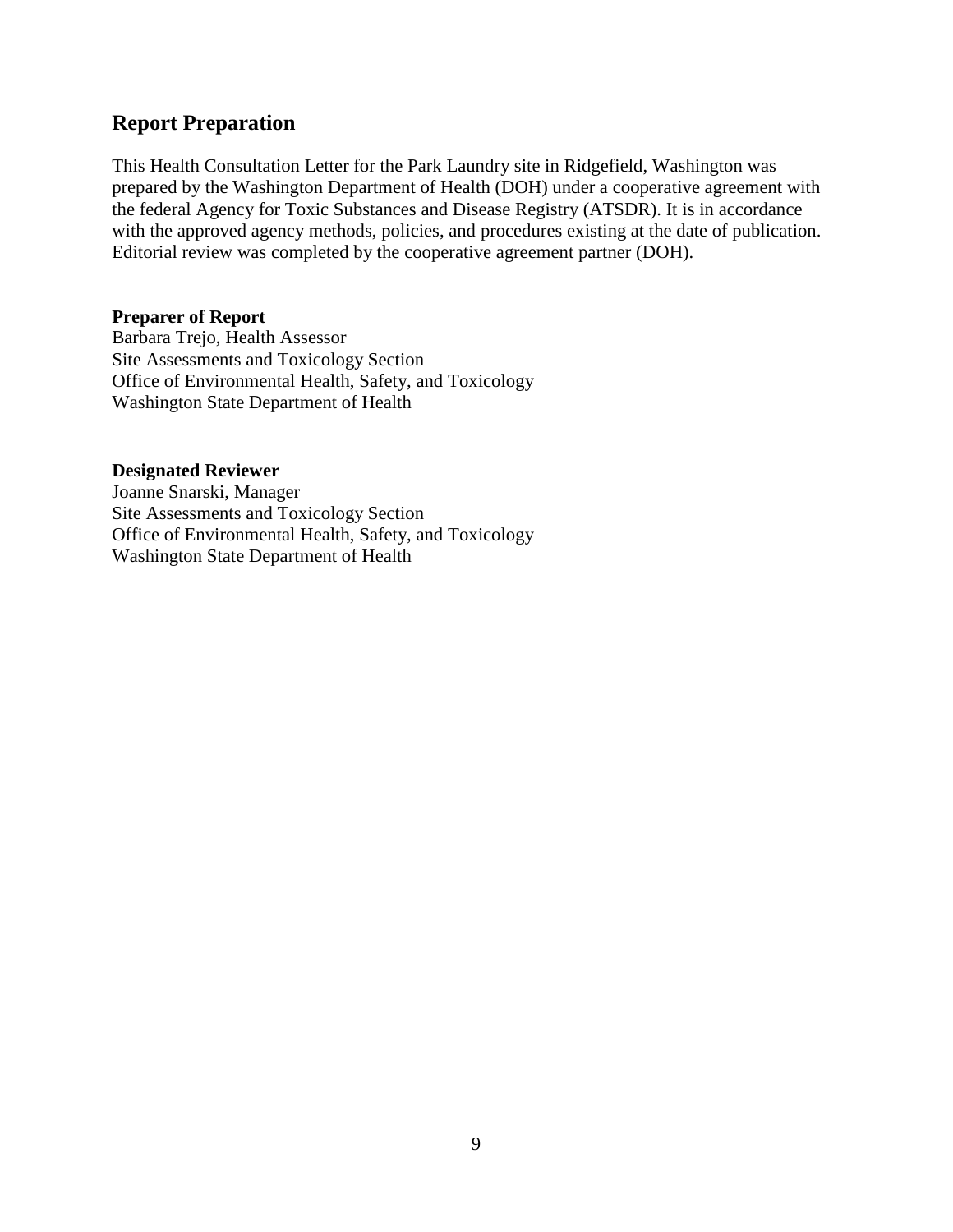## Report Preparation

This Health Consultation Letter for the Park Laundry site in Ridgefield, Washington was prepared by the Washington Department of Health (DOH) under a cooperative agreement with the federal Agency for Toxic Substances and Disease Registry (ATSDR). It is in accordance with the approved agency methods, policies, and procedures existing at the date of publication. Editorial review was completed by the cooperative agreement partner (DOH).

**Preparer of Report**
Barbara Trejo, Health Assessor
Site Assessments and Toxicology Section
Office of Environmental Health, Safety, and Toxicology
Washington State Department of Health

**Designated Reviewer**
Joanne Snarski, Manager
Site Assessments and Toxicology Section
Office of Environmental Health, Safety, and Toxicology
Washington State Department of Health